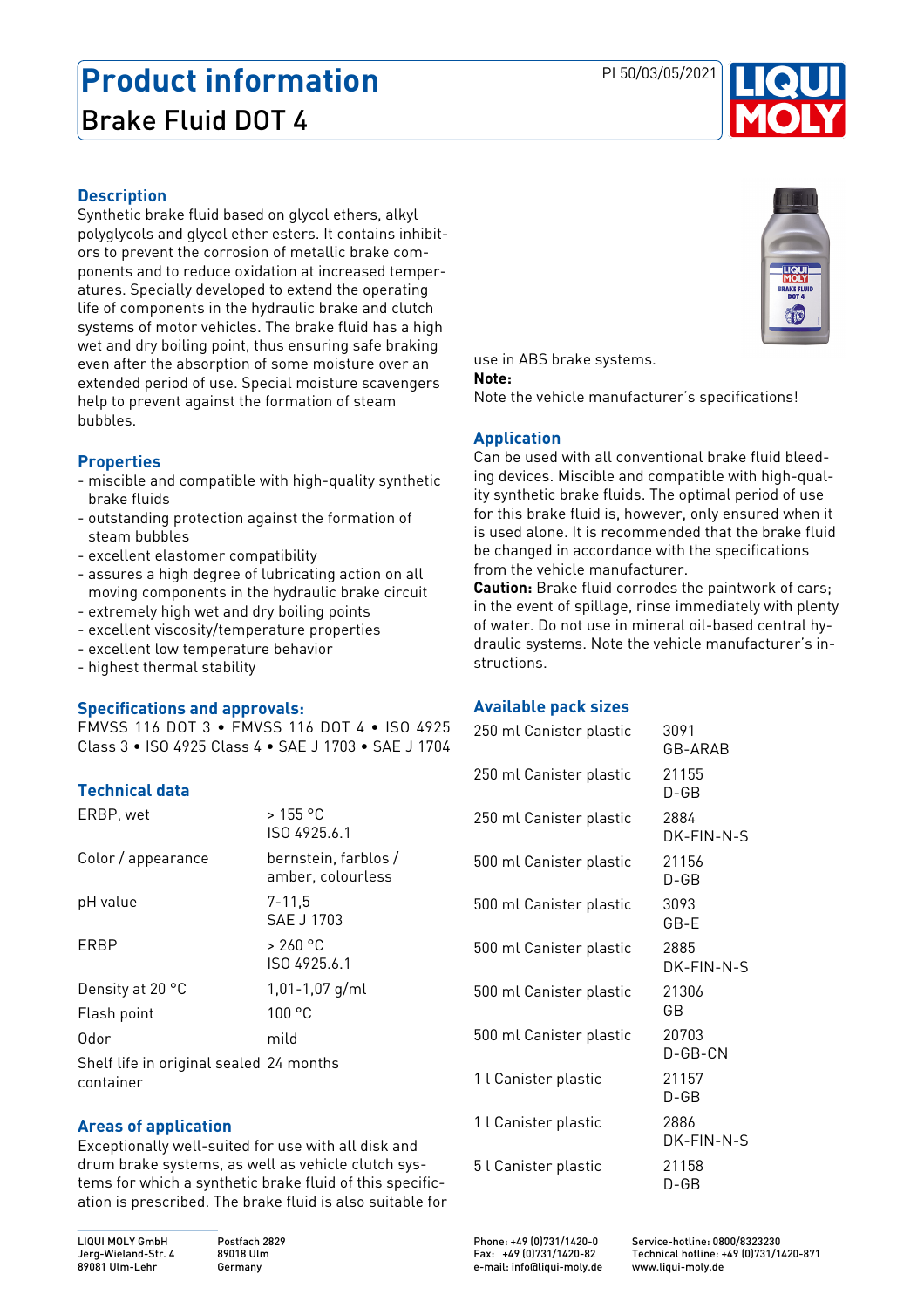# Product information

## Brake Fluid DOT 4

PI 50/03/05/2021

### Description

Synthetic brake fluid based on glycol ethers, alkyl polyglycols and glycol ether esters. It contains inhibitors to prevent the corrosion of metallic brake components and to reduce oxidation at increased temperatures. Specially developed to extend the operating life of components in the hydraulic brake and clutch systems of motor vehicles. The brake fluid has a high wet and dry boiling point, thus ensuring safe braking even after the absorption of some moisture over an extended period of use. Special moisture scavengers help to prevent against the formation of steam bubbles.

### Properties

- miscible and compatible with high-quality synthetic brake fluids
- outstanding protection against the formation of steam bubbles
- excellent elastomer compatibility
- assures a high degree of lubricating action on all moving components in the hydraulic brake circuit
- extremely high wet and dry boiling points
- excellent viscosity/temperature properties
- excellent low temperature behavior
- highest thermal stability

### Specifications and approvals:

FMVSS 116 DOT 3 • FMVSS 116 DOT 4 • ISO 4925 Class 3 • ISO 4925 Class 4 • SAE J 1703 • SAE J 1704

### Technical data

| | |
|---|---|
| ERBP, wet | > 155 °C<br>ISO 4925.6.1 |
| Color / appearance | bernstein, farblos / amber, colourless |
| pH value | 7-11,5<br>SAE J 1703 |
| ERBP | > 260 °C<br>ISO 4925.6.1 |
| Density at 20 °C | 1,01-1,07 g/ml |
| Flash point | 100 °C |
| Odor | mild |
| Shelf life in original sealed container | 24 months |

### Areas of application

Exceptionally well-suited for use with all disk and drum brake systems, as well as vehicle clutch systems for which a synthetic brake fluid of this specification is prescribed. The brake fluid is also suitable for use in ABS brake systems.

**Note:**

Note the vehicle manufacturer's specifications!

### Application

Can be used with all conventional brake fluid bleeding devices. Miscible and compatible with high-quality synthetic brake fluids. The optimal period of use for this brake fluid is, however, only ensured when it is used alone. It is recommended that the brake fluid be changed in accordance with the specifications from the vehicle manufacturer.

**Caution:** Brake fluid corrodes the paintwork of cars; in the event of spillage, rinse immediately with plenty of water. Do not use in mineral oil-based central hydraulic systems. Note the vehicle manufacturer's instructions.

### Available pack sizes

| | |
|---|---|
| 250 ml Canister plastic | 3091<br>GB-ARAB |
| 250 ml Canister plastic | 21155<br>D-GB |
| 250 ml Canister plastic | 2884<br>DK-FIN-N-S |
| 500 ml Canister plastic | 21156<br>D-GB |
| 500 ml Canister plastic | 3093<br>GB-E |
| 500 ml Canister plastic | 2885<br>DK-FIN-N-S |
| 500 ml Canister plastic | 21306<br>GB |
| 500 ml Canister plastic | 20703<br>D-GB-CN |
| 1 l Canister plastic | 21157<br>D-GB |
| 1 l Canister plastic | 2886<br>DK-FIN-N-S |
| 5 l Canister plastic | 21158<br>D-GB |

LIQUI MOLY GmbH
Jerg-Wieland-Str. 4
89081 Ulm-Lehr

Postfach 2829
89018 Ulm
Germany

Phone: +49 (0)731/1420-0
Fax: +49 (0)731/1420-82
e-mail: info@liqui-moly.de

Service-hotline: 0800/8323230
Technical hotline: +49 (0)731/1420-871
www.liqui-moly.de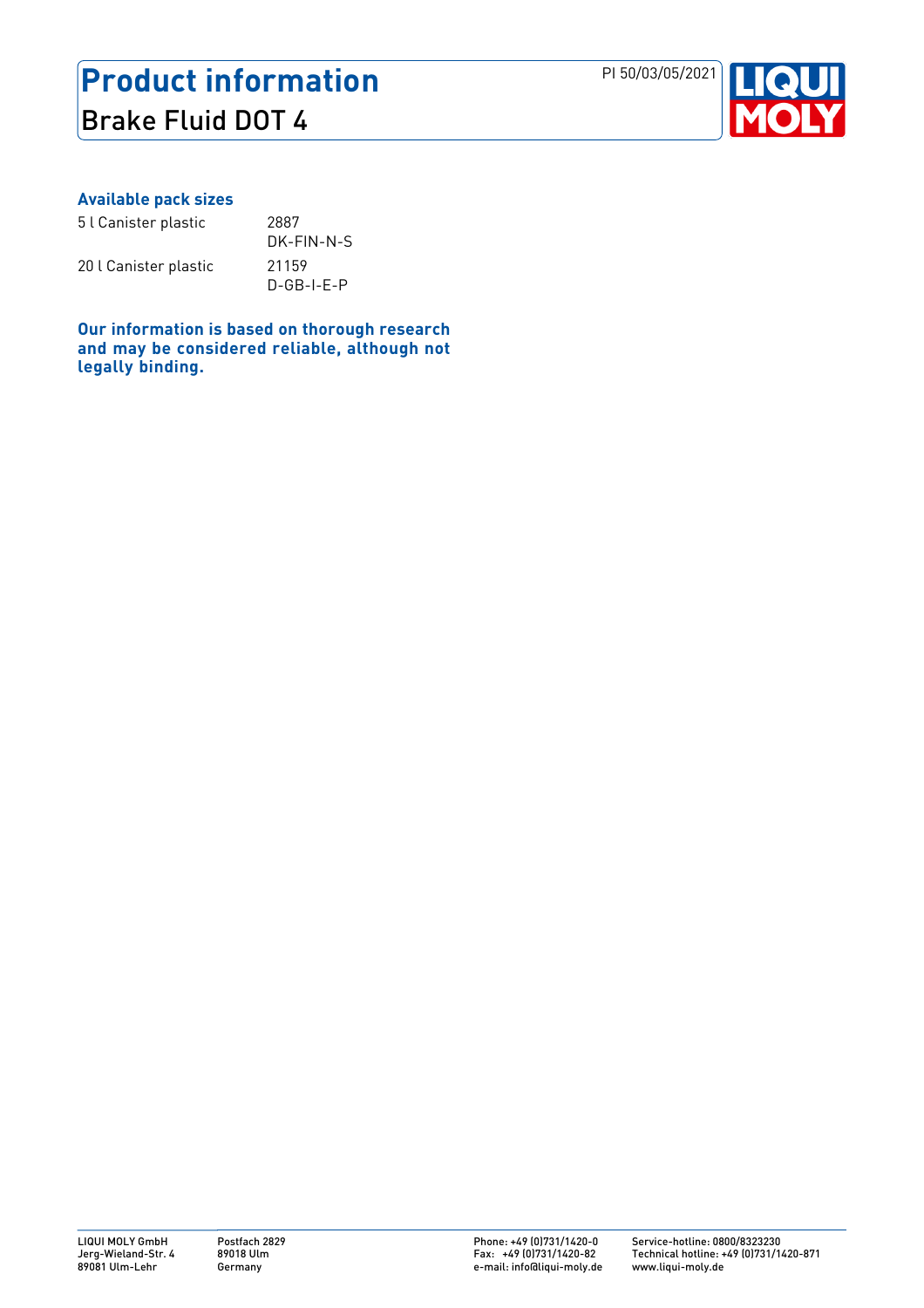# Product information

## Brake Fluid DOT 4

PI 50/03/05/2021

### Available pack sizes

| | |
|---|---|
| 5 l Canister plastic | 2887<br>DK-FIN-N-S |
| 20 l Canister plastic | 21159<br>D-GB-I-E-P |

**Our information is based on thorough research and may be considered reliable, although not legally binding.**

LIQUI MOLY GmbH
Jerg-Wieland-Str. 4
89081 Ulm-Lehr

Postfach 2829
89018 Ulm
Germany

Phone: +49 (0)731/1420-0
Fax: +49 (0)731/1420-82
e-mail: info@liqui-moly.de

Service-hotline: 0800/8323230
Technical hotline: +49 (0)731/1420-871
www.liqui-moly.de